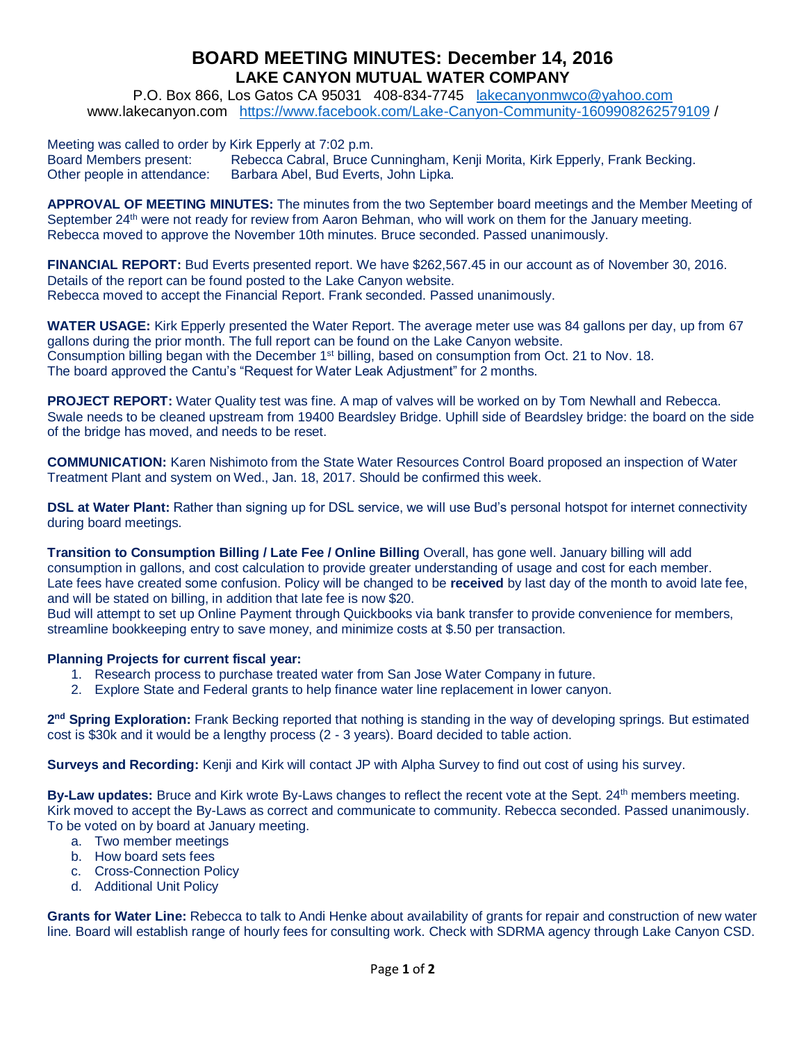# BOARD MEETING MINUTES: December 14, 2016
## LAKE CANYON MUTUAL WATER COMPANY

P.O. Box 866, Los Gatos CA 95031 408-834-7745 lakecanyonmwco@yahoo.com
www.lakecanyon.com https://www.facebook.com/Lake-Canyon-Community-1609908262579109 /

Meeting was called to order by Kirk Epperly at 7:02 p.m.
Board Members present: Rebecca Cabral, Bruce Cunningham, Kenji Morita, Kirk Epperly, Frank Becking.
Other people in attendance: Barbara Abel, Bud Everts, John Lipka.

**APPROVAL OF MEETING MINUTES:** The minutes from the two September board meetings and the Member Meeting of September 24th were not ready for review from Aaron Behman, who will work on them for the January meeting. Rebecca moved to approve the November 10th minutes. Bruce seconded. Passed unanimously.

**FINANCIAL REPORT:** Bud Everts presented report. We have $262,567.45 in our account as of November 30, 2016. Details of the report can be found posted to the Lake Canyon website.
Rebecca moved to accept the Financial Report. Frank seconded. Passed unanimously.

**WATER USAGE:** Kirk Epperly presented the Water Report. The average meter use was 84 gallons per day, up from 67 gallons during the prior month. The full report can be found on the Lake Canyon website.
Consumption billing began with the December 1st billing, based on consumption from Oct. 21 to Nov. 18.
The board approved the Cantu's "Request for Water Leak Adjustment" for 2 months.

**PROJECT REPORT:** Water Quality test was fine. A map of valves will be worked on by Tom Newhall and Rebecca. Swale needs to be cleaned upstream from 19400 Beardsley Bridge. Uphill side of Beardsley bridge: the board on the side of the bridge has moved, and needs to be reset.

**COMMUNICATION:** Karen Nishimoto from the State Water Resources Control Board proposed an inspection of Water Treatment Plant and system on Wed., Jan. 18, 2017. Should be confirmed this week.

**DSL at Water Plant:** Rather than signing up for DSL service, we will use Bud's personal hotspot for internet connectivity during board meetings.

**Transition to Consumption Billing / Late Fee / Online Billing** Overall, has gone well. January billing will add consumption in gallons, and cost calculation to provide greater understanding of usage and cost for each member.
Late fees have created some confusion. Policy will be changed to be **received** by last day of the month to avoid late fee, and will be stated on billing, in addition that late fee is now $20.
Bud will attempt to set up Online Payment through Quickbooks via bank transfer to provide convenience for members, streamline bookkeeping entry to save money, and minimize costs at $.50 per transaction.

**Planning Projects for current fiscal year:**

1. Research process to purchase treated water from San Jose Water Company in future.
2. Explore State and Federal grants to help finance water line replacement in lower canyon.

**2nd Spring Exploration:** Frank Becking reported that nothing is standing in the way of developing springs. But estimated cost is $30k and it would be a lengthy process (2 - 3 years). Board decided to table action.

**Surveys and Recording:** Kenji and Kirk will contact JP with Alpha Survey to find out cost of using his survey.

**By-Law updates:** Bruce and Kirk wrote By-Laws changes to reflect the recent vote at the Sept. 24th members meeting. Kirk moved to accept the By-Laws as correct and communicate to community. Rebecca seconded. Passed unanimously. To be voted on by board at January meeting.

a. Two member meetings
b. How board sets fees
c. Cross-Connection Policy
d. Additional Unit Policy

**Grants for Water Line:** Rebecca to talk to Andi Henke about availability of grants for repair and construction of new water line. Board will establish range of hourly fees for consulting work. Check with SDRMA agency through Lake Canyon CSD.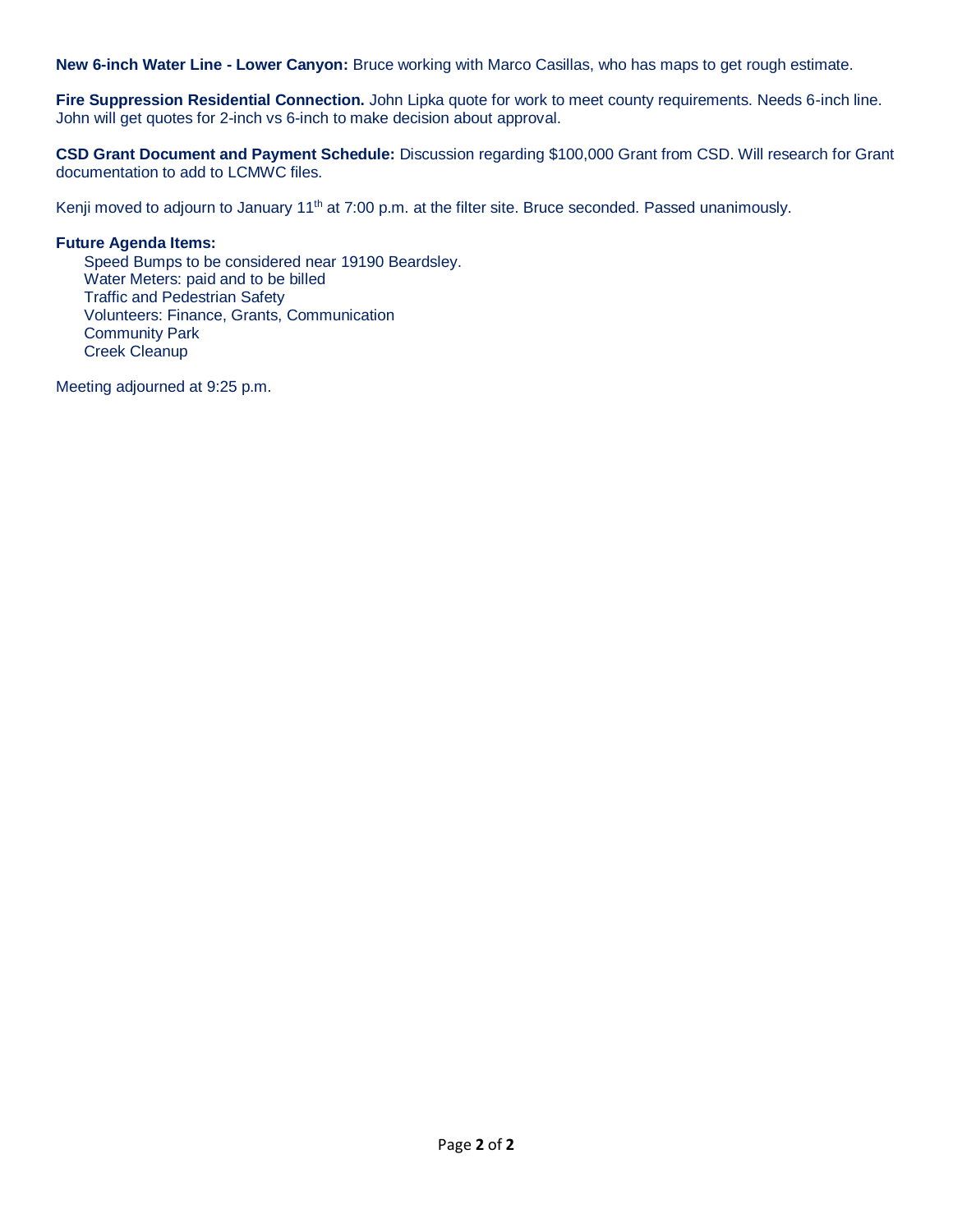**New 6-inch Water Line - Lower Canyon:** Bruce working with Marco Casillas, who has maps to get rough estimate.

**Fire Suppression Residential Connection.** John Lipka quote for work to meet county requirements. Needs 6-inch line. John will get quotes for 2-inch vs 6-inch to make decision about approval.

**CSD Grant Document and Payment Schedule:** Discussion regarding $100,000 Grant from CSD. Will research for Grant documentation to add to LCMWC files.

Kenji moved to adjourn to January 11th at 7:00 p.m. at the filter site. Bruce seconded. Passed unanimously.

**Future Agenda Items:**

- Speed Bumps to be considered near 19190 Beardsley.
- Water Meters: paid and to be billed
- Traffic and Pedestrian Safety
- Volunteers: Finance, Grants, Communication
- Community Park
- Creek Cleanup

Meeting adjourned at 9:25 p.m.